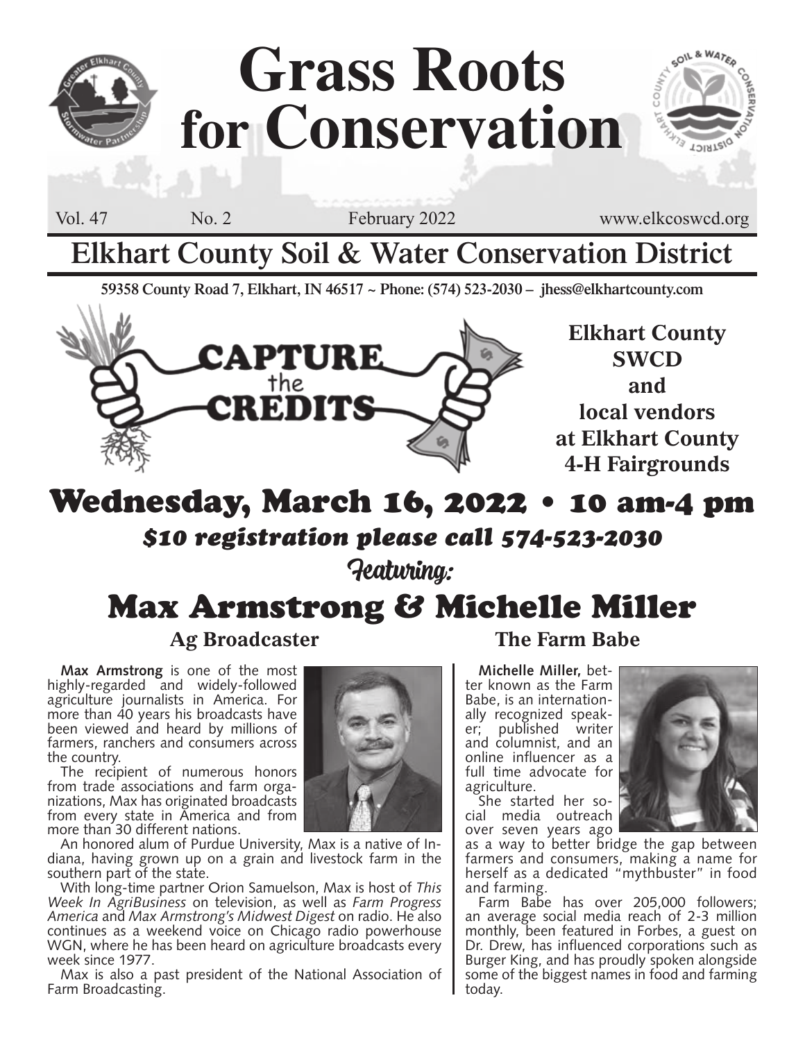# Grass Roots for Conservation

Vol. 47 No. 2 February 2022 www.elkcoswcd.org

## Elkhart County Soil & Water Conservation District

**59358 County Road 7, Elkhart, IN 46517 ~ Phone: (574) 523-2030 – jhess@elkhartcounty.com**

CAPTURE the CREDITS

**Elkhart County SWCD and local vendors at Elkhart County 4-H Fairgrounds**

## Wednesday, March 16, 2022 • 10 am-4 pm

***$10 registration please call 574-523-2030***

Featuring:

## Max Armstrong & Michelle Miller

### Ag Broadcaster

**Max Armstrong** is one of the most highly-regarded and widely-followed agriculture journalists in America. For more than 40 years his broadcasts have been viewed and heard by millions of farmers, ranchers and consumers across the country.

The recipient of numerous honors from trade associations and farm organizations, Max has originated broadcasts from every state in America and from more than 30 different nations.

An honored alum of Purdue University, Max is a native of Indiana, having grown up on a grain and livestock farm in the southern part of the state.

With long-time partner Orion Samuelson, Max is host of *This Week In AgriBusiness* on television, as well as *Farm Progress America* and *Max Armstrong's Midwest Digest* on radio. He also continues as a weekend voice on Chicago radio powerhouse WGN, where he has been heard on agriculture broadcasts every week since 1977.

Max is also a past president of the National Association of Farm Broadcasting.

### The Farm Babe

**Michelle Miller,** better known as the Farm Babe, is an internationally recognized speaker; published writer and columnist, and an online influencer as a full time advocate for agriculture.

She started her social media outreach over seven years ago as a way to better bridge the gap between farmers and consumers, making a name for herself as a dedicated "mythbuster" in food and farming.

Farm Babe has over 205,000 followers; an average social media reach of 2-3 million monthly, been featured in Forbes, a guest on Dr. Drew, has influenced corporations such as Burger King, and has proudly spoken alongside some of the biggest names in food and farming today.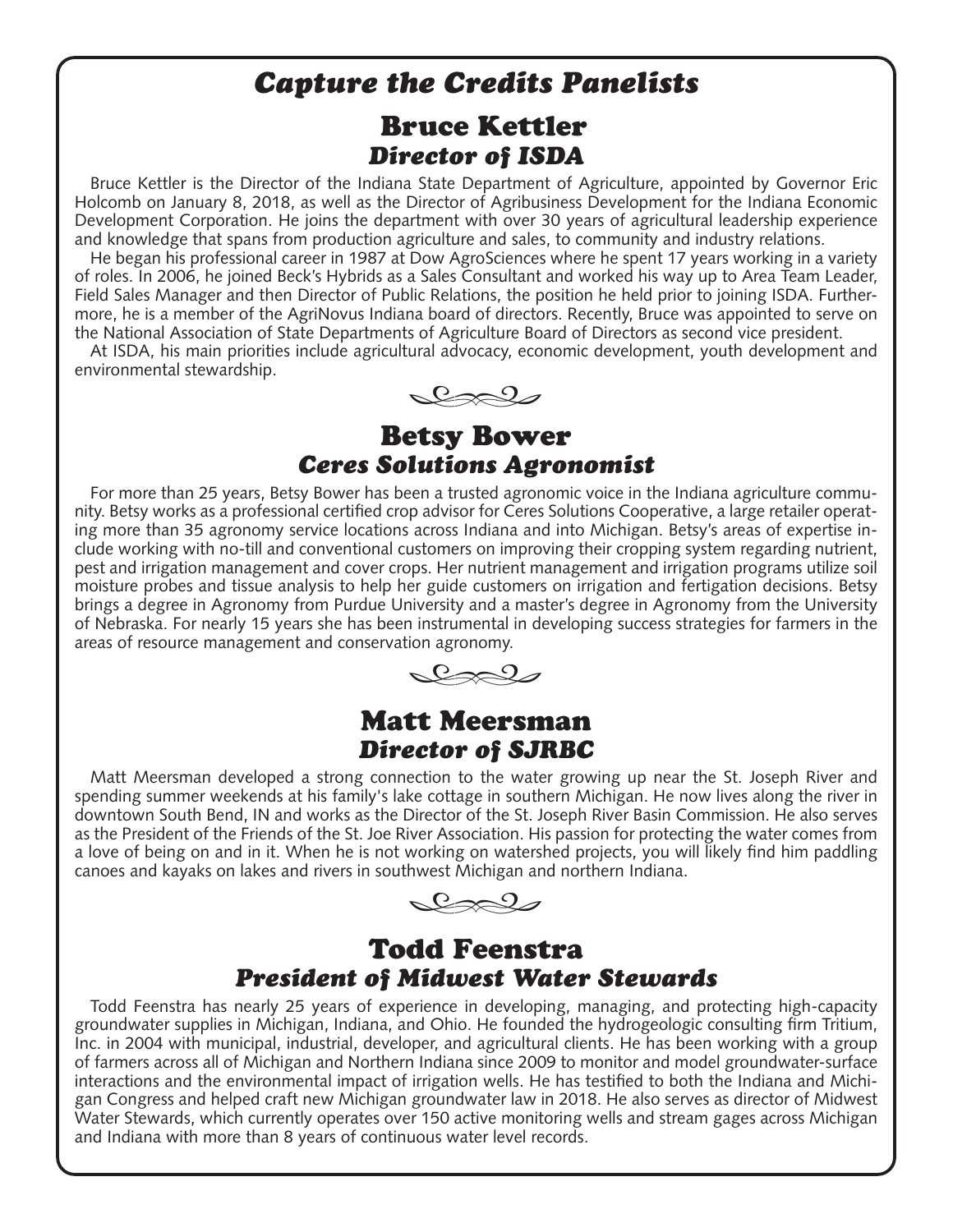# *Capture the Credits Panelists*

## Bruce Kettler
### *Director of ISDA*

Bruce Kettler is the Director of the Indiana State Department of Agriculture, appointed by Governor Eric Holcomb on January 8, 2018, as well as the Director of Agribusiness Development for the Indiana Economic Development Corporation. He joins the department with over 30 years of agricultural leadership experience and knowledge that spans from production agriculture and sales, to community and industry relations.

He began his professional career in 1987 at Dow AgroSciences where he spent 17 years working in a variety of roles. In 2006, he joined Beck's Hybrids as a Sales Consultant and worked his way up to Area Team Leader, Field Sales Manager and then Director of Public Relations, the position he held prior to joining ISDA. Furthermore, he is a member of the AgriNovus Indiana board of directors. Recently, Bruce was appointed to serve on the National Association of State Departments of Agriculture Board of Directors as second vice president.

At ISDA, his main priorities include agricultural advocacy, economic development, youth development and environmental stewardship.

## Betsy Bower
### *Ceres Solutions Agronomist*

For more than 25 years, Betsy Bower has been a trusted agronomic voice in the Indiana agriculture community. Betsy works as a professional certified crop advisor for Ceres Solutions Cooperative, a large retailer operating more than 35 agronomy service locations across Indiana and into Michigan. Betsy's areas of expertise include working with no-till and conventional customers on improving their cropping system regarding nutrient, pest and irrigation management and cover crops. Her nutrient management and irrigation programs utilize soil moisture probes and tissue analysis to help her guide customers on irrigation and fertigation decisions. Betsy brings a degree in Agronomy from Purdue University and a master's degree in Agronomy from the University of Nebraska. For nearly 15 years she has been instrumental in developing success strategies for farmers in the areas of resource management and conservation agronomy.

## Matt Meersman
### *Director of SJRBC*

Matt Meersman developed a strong connection to the water growing up near the St. Joseph River and spending summer weekends at his family's lake cottage in southern Michigan. He now lives along the river in downtown South Bend, IN and works as the Director of the St. Joseph River Basin Commission. He also serves as the President of the Friends of the St. Joe River Association. His passion for protecting the water comes from a love of being on and in it. When he is not working on watershed projects, you will likely find him paddling canoes and kayaks on lakes and rivers in southwest Michigan and northern Indiana.

## Todd Feenstra
### *President of Midwest Water Stewards*

Todd Feenstra has nearly 25 years of experience in developing, managing, and protecting high-capacity groundwater supplies in Michigan, Indiana, and Ohio. He founded the hydrogeologic consulting firm Tritium, Inc. in 2004 with municipal, industrial, developer, and agricultural clients. He has been working with a group of farmers across all of Michigan and Northern Indiana since 2009 to monitor and model groundwater-surface interactions and the environmental impact of irrigation wells. He has testified to both the Indiana and Michigan Congress and helped craft new Michigan groundwater law in 2018. He also serves as director of Midwest Water Stewards, which currently operates over 150 active monitoring wells and stream gages across Michigan and Indiana with more than 8 years of continuous water level records.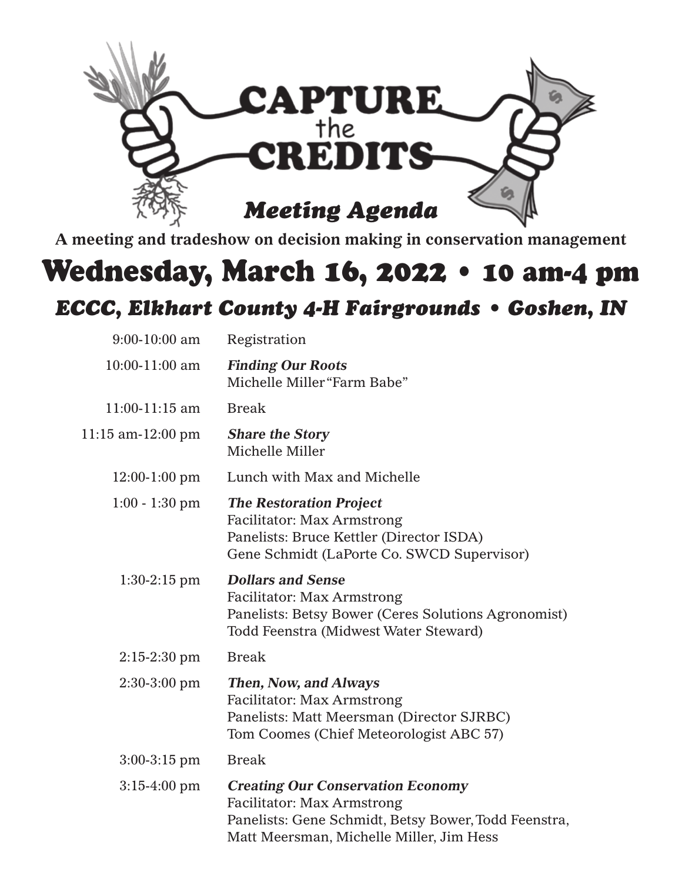# CAPTURE the CREDITS

## *Meeting Agenda*

**A meeting and tradeshow on decision making in conservation management**

# Wednesday, March 16, 2022 • 10 am-4 pm

## *ECCC, Elkhart County 4-H Fairgrounds • Goshen, IN*

| Time | Session |
|---|---|
| 9:00-10:00 am | Registration |
| 10:00-11:00 am | ***Finding Our Roots***<br>Michelle Miller "Farm Babe" |
| 11:00-11:15 am | Break |
| 11:15 am-12:00 pm | ***Share the Story***<br>Michelle Miller |
| 12:00-1:00 pm | Lunch with Max and Michelle |
| 1:00 - 1:30 pm | ***The Restoration Project***<br>Facilitator: Max Armstrong<br>Panelists: Bruce Kettler (Director ISDA)<br>Gene Schmidt (LaPorte Co. SWCD Supervisor) |
| 1:30-2:15 pm | ***Dollars and Sense***<br>Facilitator: Max Armstrong<br>Panelists: Betsy Bower (Ceres Solutions Agronomist)<br>Todd Feenstra (Midwest Water Steward) |
| 2:15-2:30 pm | Break |
| 2:30-3:00 pm | ***Then, Now, and Always***<br>Facilitator: Max Armstrong<br>Panelists: Matt Meersman (Director SJRBC)<br>Tom Coomes (Chief Meteorologist ABC 57) |
| 3:00-3:15 pm | Break |
| 3:15-4:00 pm | ***Creating Our Conservation Economy***<br>Facilitator: Max Armstrong<br>Panelists: Gene Schmidt, Betsy Bower, Todd Feenstra, Matt Meersman, Michelle Miller, Jim Hess |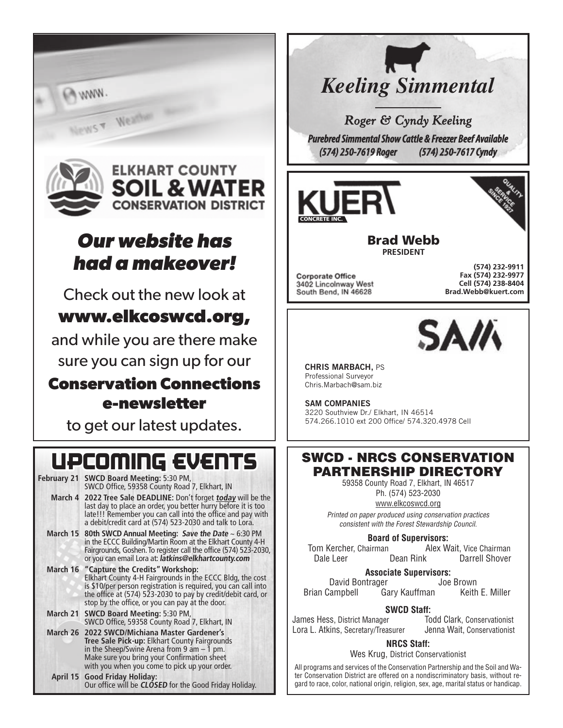www.

News Weather

## ELKHART COUNTY SOIL & WATER CONSERVATION DISTRICT

## *Our website has had a makeover!*

Check out the new look at

**www.elkcoswcd.org,**

and while you are there make sure you can sign up for our

**Conservation Connections e-newsletter**

to get our latest updates.

# UPCOMING EVENTS

**February 21** **SWCD Board Meeting:** 5:30 PM, SWCD Office, 59358 County Road 7, Elkhart, IN

**March 4** **2022 Tree Sale DEADLINE:** Don't forget ***today*** will be the last day to place an order, you better hurry before it is too late!!! Remember you can call into the office and pay with a debit/credit card at (574) 523-2030 and talk to Lora.

**March 15** **80th SWCD Annual Meeting:** ***Save the Date*** ~ 6:30 PM in the ECCC Building/Martin Room at the Elkhart County 4-H Fairgrounds, Goshen. To register call the office (574) 523-2030, or you can email Lora at: ***latkins@elkhartcounty.com***

**March 16** **"Capture the Credits" Workshop:** Elkhart County 4-H Fairgrounds in the ECCC Bldg, the cost is $10/per person registration is required, you can call into the office at (574) 523-2030 to pay by credit/debit card, or stop by the office, or you can pay at the door.

**March 21** **SWCD Board Meeting:** 5:30 PM, SWCD Office, 59358 County Road 7, Elkhart, IN

**March 26** **2022 SWCD/Michiana Master Gardener's Tree Sale Pick-up:** Elkhart County Fairgrounds in the Sheep/Swine Arena from 9 am – 1 pm. Make sure you bring your Confirmation sheet with you when you come to pick up your order.

**April 15** **Good Friday Holiday:** Our office will be ***CLOSED*** for the Good Friday Holiday.

---

## *Keeling Simmental*

*Roger & Cyndy Keeling*

***Purebred Simmental Show Cattle & Freezer Beef Available***

***(574) 250-7619 Roger (574) 250-7617 Cyndy***

---

**KUERT CONCRETE INC.**

QUALITY & SERVICE SINCE 1927

**Brad Webb**
**PRESIDENT**

Corporate Office
3402 Lincolnway West
South Bend, IN 46628

**(574) 232-9911**
**Fax (574) 232-9977**
**Cell (574) 238-8404**
**Brad.Webb@kuert.com**

---

**SAM**

**CHRIS MARBACH,** PS
Professional Surveyor
Chris.Marbach@sam.biz

**SAM COMPANIES**
3220 Southview Dr./ Elkhart, IN 46514
574.266.1010 ext 200 Office/ 574.320.4978 Cell

---

## SWCD - NRCS CONSERVATION PARTNERSHIP DIRECTORY

59358 County Road 7, Elkhart, IN 46517
Ph. (574) 523-2030
www.elkcoswcd.org

*Printed on paper produced using conservation practices consistent with the Forest Stewardship Council.*

**Board of Supervisors:**
Tom Kercher, Chairman — Alex Wait, Vice Chairman
Dale Leer — Dean Rink — Darrell Shover

**Associate Supervisors:**
David Bontrager — Joe Brown
Brian Campbell — Gary Kauffman — Keith E. Miller

**SWCD Staff:**
James Hess, District Manager — Todd Clark, Conservationist
Lora L. Atkins, Secretary/Treasurer — Jenna Wait, Conservationist

**NRCS Staff:**
Wes Krug, District Conservationist

All programs and services of the Conservation Partnership and the Soil and Water Conservation District are offered on a nondiscriminatory basis, without regard to race, color, national origin, religion, sex, age, marital status or handicap.